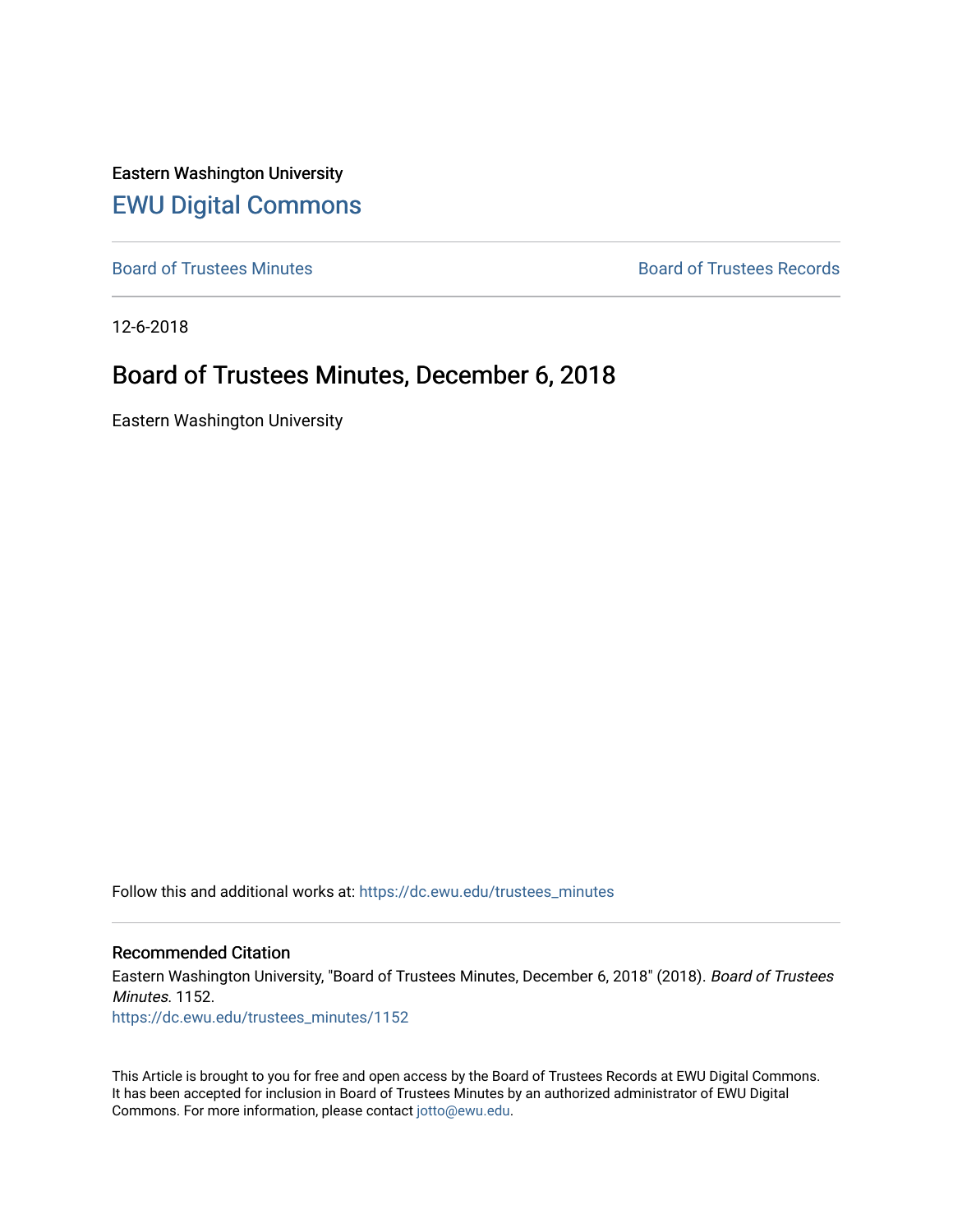Eastern Washington University

# EWU Digital Commons

Board of Trustees Minutes

Board of Trustees Records

12-6-2018

## Board of Trustees Minutes, December 6, 2018

Eastern Washington University

Follow this and additional works at: https://dc.ewu.edu/trustees_minutes

### Recommended Citation

Eastern Washington University, "Board of Trustees Minutes, December 6, 2018" (2018). *Board of Trustees Minutes*. 1152.
https://dc.ewu.edu/trustees_minutes/1152

This Article is brought to you for free and open access by the Board of Trustees Records at EWU Digital Commons. It has been accepted for inclusion in Board of Trustees Minutes by an authorized administrator of EWU Digital Commons. For more information, please contact jotto@ewu.edu.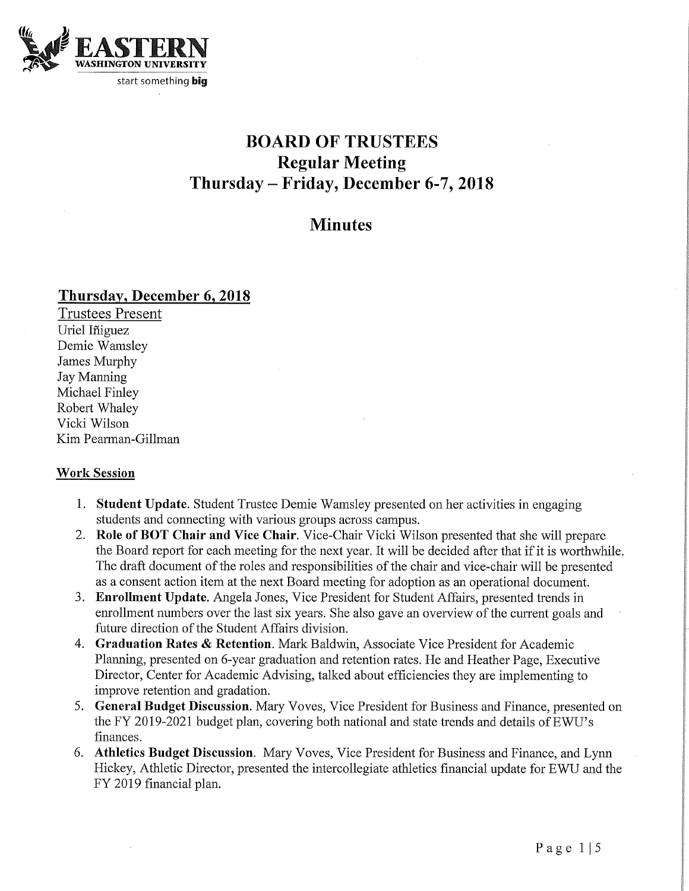# BOARD OF TRUSTEES
## Regular Meeting
## Thursday – Friday, December 6-7, 2018

## Minutes

### Thursday, December 6, 2018

Trustees Present

Uriel Iñiguez
Demie Wamsley
James Murphy
Jay Manning
Michael Finley
Robert Whaley
Vicki Wilson
Kim Pearman-Gillman

**Work Session**

1. **Student Update.** Student Trustee Demie Wamsley presented on her activities in engaging students and connecting with various groups across campus.
2. **Role of BOT Chair and Vice Chair.** Vice-Chair Vicki Wilson presented that she will prepare the Board report for each meeting for the next year. It will be decided after that if it is worthwhile. The draft document of the roles and responsibilities of the chair and vice-chair will be presented as a consent action item at the next Board meeting for adoption as an operational document.
3. **Enrollment Update.** Angela Jones, Vice President for Student Affairs, presented trends in enrollment numbers over the last six years. She also gave an overview of the current goals and future direction of the Student Affairs division.
4. **Graduation Rates & Retention.** Mark Baldwin, Associate Vice President for Academic Planning, presented on 6-year graduation and retention rates. He and Heather Page, Executive Director, Center for Academic Advising, talked about efficiencies they are implementing to improve retention and gradation.
5. **General Budget Discussion.** Mary Voves, Vice President for Business and Finance, presented on the FY 2019-2021 budget plan, covering both national and state trends and details of EWU's finances.
6. **Athletics Budget Discussion.** Mary Voves, Vice President for Business and Finance, and Lynn Hickey, Athletic Director, presented the intercollegiate athletics financial update for EWU and the FY 2019 financial plan.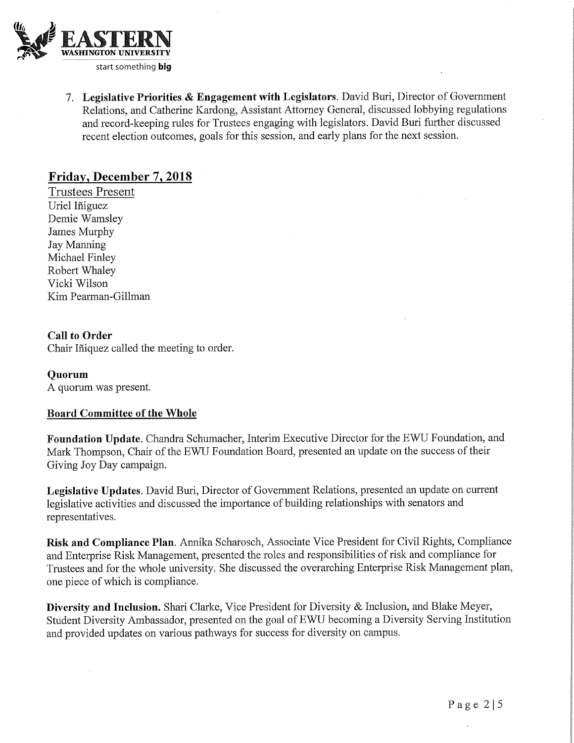7. **Legislative Priorities & Engagement with Legislators**. David Buri, Director of Government Relations, and Catherine Kardong, Assistant Attorney General, discussed lobbying regulations and record-keeping rules for Trustees engaging with legislators. David Buri further discussed recent election outcomes, goals for this session, and early plans for the next session.

## Friday, December 7, 2018

Trustees Present
Uriel Iñiguez
Demie Wamsley
James Murphy
Jay Manning
Michael Finley
Robert Whaley
Vicki Wilson
Kim Pearman-Gillman

**Call to Order**
Chair Iñiquez called the meeting to order.

**Quorum**
A quorum was present.

**Board Committee of the Whole**

**Foundation Update**. Chandra Schumacher, Interim Executive Director for the EWU Foundation, and Mark Thompson, Chair of the EWU Foundation Board, presented an update on the success of their Giving Joy Day campaign.

**Legislative Updates**. David Buri, Director of Government Relations, presented an update on current legislative activities and discussed the importance of building relationships with senators and representatives.

**Risk and Compliance Plan**. Annika Scharosch, Associate Vice President for Civil Rights, Compliance and Enterprise Risk Management, presented the roles and responsibilities of risk and compliance for Trustees and for the whole university. She discussed the overarching Enterprise Risk Management plan, one piece of which is compliance.

**Diversity and Inclusion.** Shari Clarke, Vice President for Diversity & Inclusion, and Blake Meyer, Student Diversity Ambassador, presented on the goal of EWU becoming a Diversity Serving Institution and provided updates on various pathways for success for diversity on campus.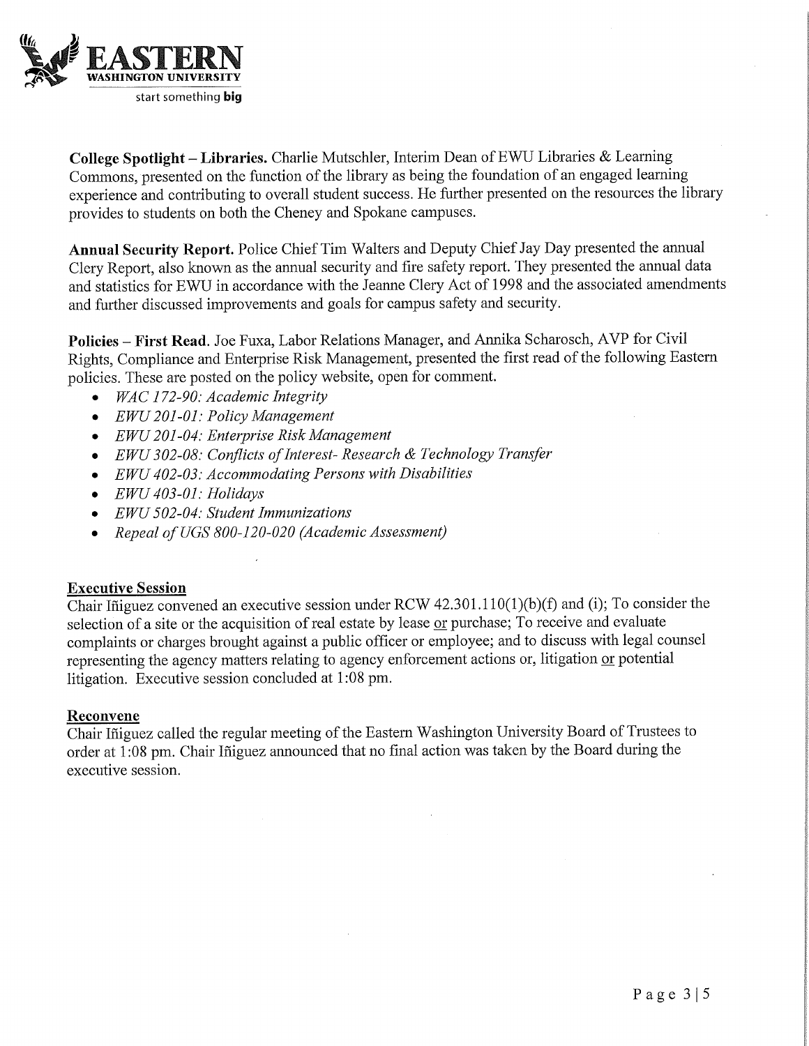**College Spotlight – Libraries.** Charlie Mutschler, Interim Dean of EWU Libraries & Learning Commons, presented on the function of the library as being the foundation of an engaged learning experience and contributing to overall student success. He further presented on the resources the library provides to students on both the Cheney and Spokane campuses.

**Annual Security Report.** Police Chief Tim Walters and Deputy Chief Jay Day presented the annual Clery Report, also known as the annual security and fire safety report. They presented the annual data and statistics for EWU in accordance with the Jeanne Clery Act of 1998 and the associated amendments and further discussed improvements and goals for campus safety and security.

**Policies – First Read.** Joe Fuxa, Labor Relations Manager, and Annika Scharosch, AVP for Civil Rights, Compliance and Enterprise Risk Management, presented the first read of the following Eastern policies. These are posted on the policy website, open for comment.

- *WAC 172-90: Academic Integrity*
- *EWU 201-01: Policy Management*
- *EWU 201-04: Enterprise Risk Management*
- *EWU 302-08: Conflicts of Interest- Research & Technology Transfer*
- *EWU 402-03: Accommodating Persons with Disabilities*
- *EWU 403-01: Holidays*
- *EWU 502-04: Student Immunizations*
- *Repeal of UGS 800-120-020 (Academic Assessment)*

## Executive Session

Chair Iñiguez convened an executive session under RCW 42.301.110(1)(b)(f) and (i); To consider the selection of a site or the acquisition of real estate by lease or purchase; To receive and evaluate complaints or charges brought against a public officer or employee; and to discuss with legal counsel representing the agency matters relating to agency enforcement actions or, litigation or potential litigation. Executive session concluded at 1:08 pm.

## Reconvene

Chair Iñiguez called the regular meeting of the Eastern Washington University Board of Trustees to order at 1:08 pm. Chair Iñiguez announced that no final action was taken by the Board during the executive session.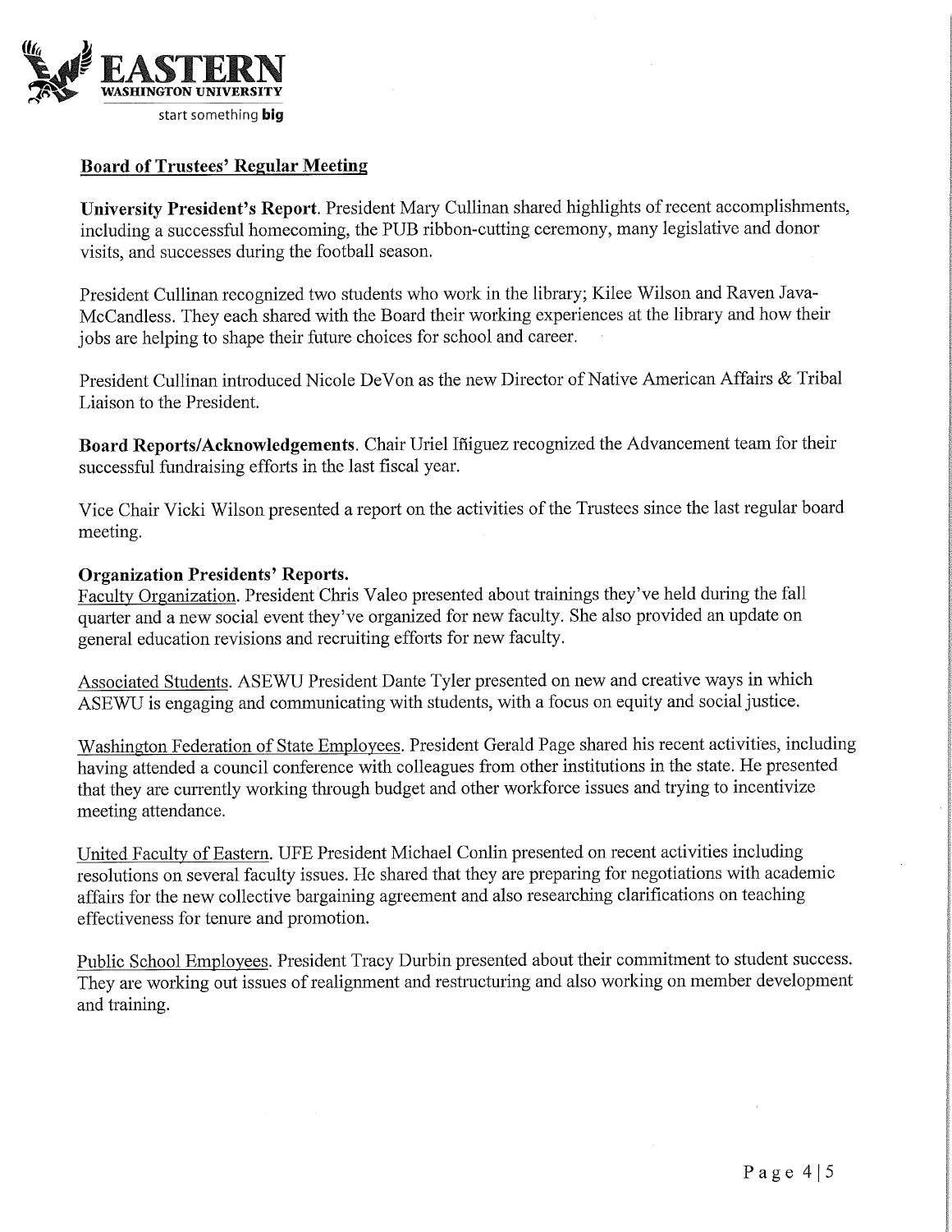## Board of Trustees' Regular Meeting

**University President's Report.** President Mary Cullinan shared highlights of recent accomplishments, including a successful homecoming, the PUB ribbon-cutting ceremony, many legislative and donor visits, and successes during the football season.

President Cullinan recognized two students who work in the library; Kilee Wilson and Raven Java-McCandless. They each shared with the Board their working experiences at the library and how their jobs are helping to shape their future choices for school and career.

President Cullinan introduced Nicole DeVon as the new Director of Native American Affairs & Tribal Liaison to the President.

**Board Reports/Acknowledgements.** Chair Uriel Iñiguez recognized the Advancement team for their successful fundraising efforts in the last fiscal year.

Vice Chair Vicki Wilson presented a report on the activities of the Trustees since the last regular board meeting.

**Organization Presidents' Reports.**

Faculty Organization. President Chris Valeo presented about trainings they've held during the fall quarter and a new social event they've organized for new faculty. She also provided an update on general education revisions and recruiting efforts for new faculty.

Associated Students. ASEWU President Dante Tyler presented on new and creative ways in which ASEWU is engaging and communicating with students, with a focus on equity and social justice.

Washington Federation of State Employees. President Gerald Page shared his recent activities, including having attended a council conference with colleagues from other institutions in the state. He presented that they are currently working through budget and other workforce issues and trying to incentivize meeting attendance.

United Faculty of Eastern. UFE President Michael Conlin presented on recent activities including resolutions on several faculty issues. He shared that they are preparing for negotiations with academic affairs for the new collective bargaining agreement and also researching clarifications on teaching effectiveness for tenure and promotion.

Public School Employees. President Tracy Durbin presented about their commitment to student success. They are working out issues of realignment and restructuring and also working on member development and training.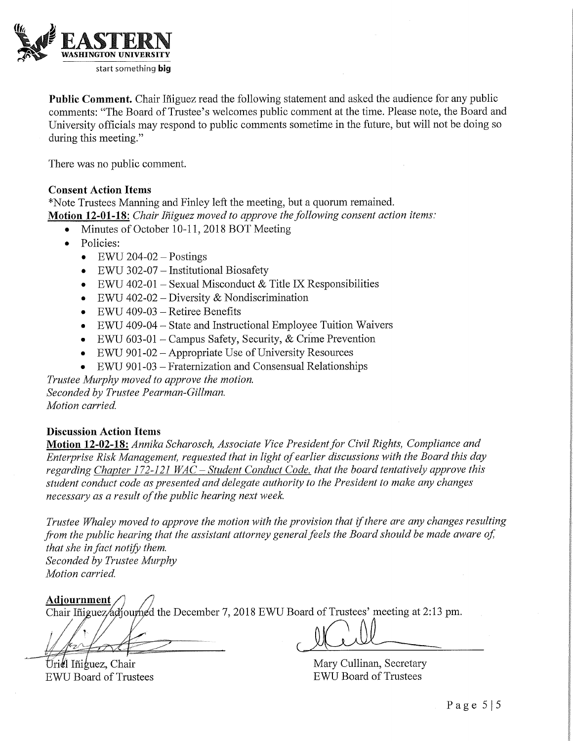**Public Comment.** Chair Iñiguez read the following statement and asked the audience for any public comments: "The Board of Trustee's welcomes public comment at the time. Please note, the Board and University officials may respond to public comments sometime in the future, but will not be doing so during this meeting."

There was no public comment.

**Consent Action Items**

*Note Trustees Manning and Finley left the meeting, but a quorum remained.

**Motion 12-01-18:** *Chair Iñiguez moved to approve the following consent action items:*

- Minutes of October 10-11, 2018 BOT Meeting
- Policies:
  - EWU 204-02 – Postings
  - EWU 302-07 – Institutional Biosafety
  - EWU 402-01 – Sexual Misconduct & Title IX Responsibilities
  - EWU 402-02 – Diversity & Nondiscrimination
  - EWU 409-03 – Retiree Benefits
  - EWU 409-04 – State and Instructional Employee Tuition Waivers
  - EWU 603-01 – Campus Safety, Security, & Crime Prevention
  - EWU 901-02 – Appropriate Use of University Resources
  - EWU 901-03 – Fraternization and Consensual Relationships

*Trustee Murphy moved to approve the motion.*
*Seconded by Trustee Pearman-Gillman.*
*Motion carried.*

**Discussion Action Items**

**Motion 12-02-18:** *Annika Scharosch, Associate Vice President for Civil Rights, Compliance and Enterprise Risk Management, requested that in light of earlier discussions with the Board this day regarding Chapter 172-121 WAC – Student Conduct Code, that the board tentatively approve this student conduct code as presented and delegate authority to the President to make any changes necessary as a result of the public hearing next week.*

*Trustee Whaley moved to approve the motion with the provision that if there are any changes resulting from the public hearing that the assistant attorney general feels the Board should be made aware of, that she in fact notify them.*
*Seconded by Trustee Murphy*
*Motion carried.*

**Adjournment**

Chair Iñiguez adjourned the December 7, 2018 EWU Board of Trustees' meeting at 2:13 pm.

Uriel Iñiguez, Chair
EWU Board of Trustees

Mary Cullinan, Secretary
EWU Board of Trustees